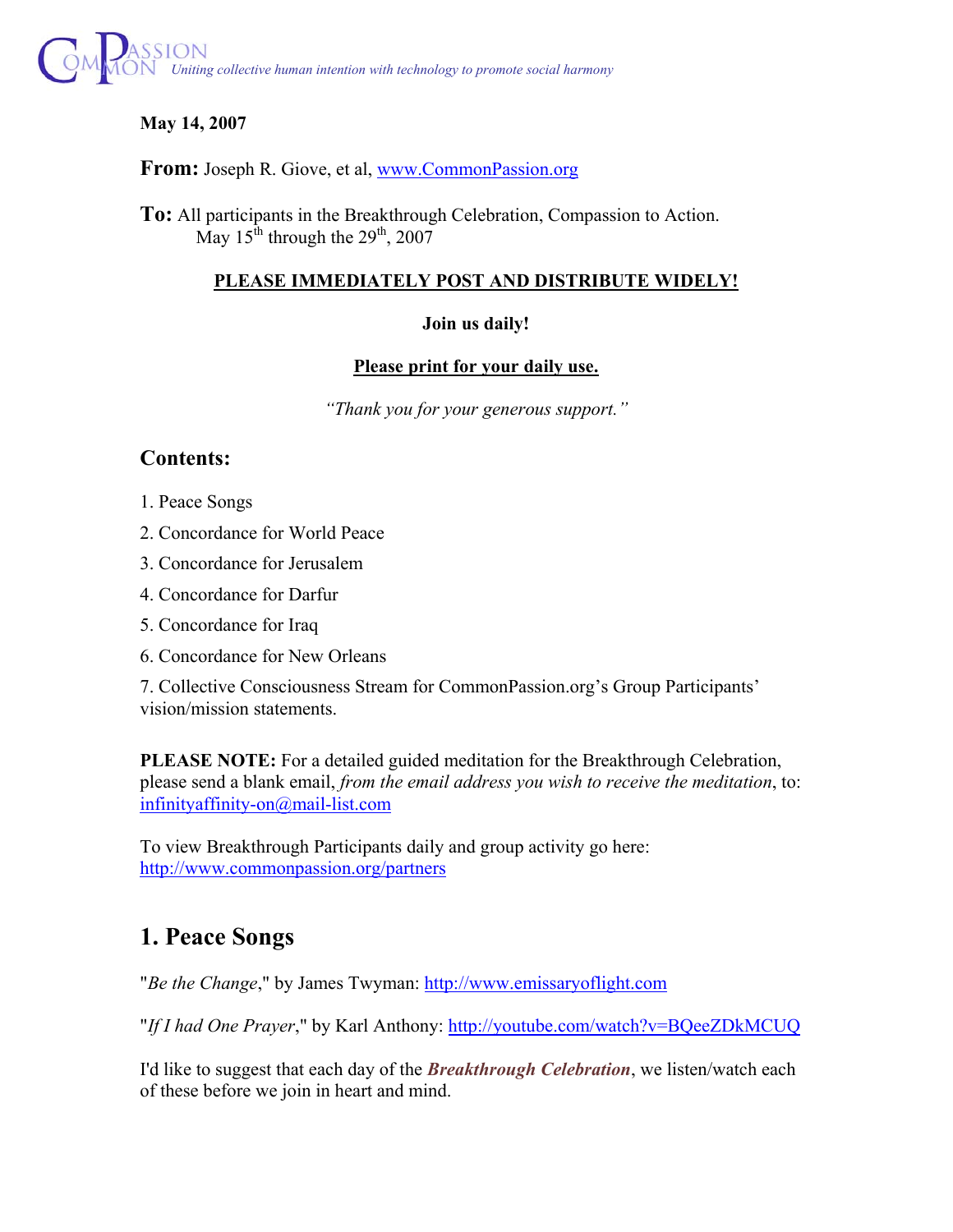CommonPassion *Uniting collective human intention with technology to promote social harmony*

**May 14, 2007**

**From:** Joseph R. Giove, et al, www.CommonPassion.org

**To:** All participants in the Breakthrough Celebration, Compassion to Action.
May 15th through the 29th, 2007

**PLEASE IMMEDIATELY POST AND DISTRIBUTE WIDELY!**

**Join us daily!**

**Please print for your daily use.**

*"Thank you for your generous support."*

## Contents:

1. Peace Songs
2. Concordance for World Peace
3. Concordance for Jerusalem
4. Concordance for Darfur
5. Concordance for Iraq
6. Concordance for New Orleans
7. Collective Consciousness Stream for CommonPassion.org's Group Participants' vision/mission statements.

**PLEASE NOTE:** For a detailed guided meditation for the Breakthrough Celebration, please send a blank email, *from the email address you wish to receive the meditation*, to: infinityaffinity-on@mail-list.com

To view Breakthrough Participants daily and group activity go here: http://www.commonpassion.org/partners

## 1. Peace Songs

"*Be the Change*," by James Twyman: http://www.emissaryoflight.com

"*If I had One Prayer*," by Karl Anthony: http://youtube.com/watch?v=BQeeZDkMCUQ

I'd like to suggest that each day of the ***Breakthrough Celebration***, we listen/watch each of these before we join in heart and mind.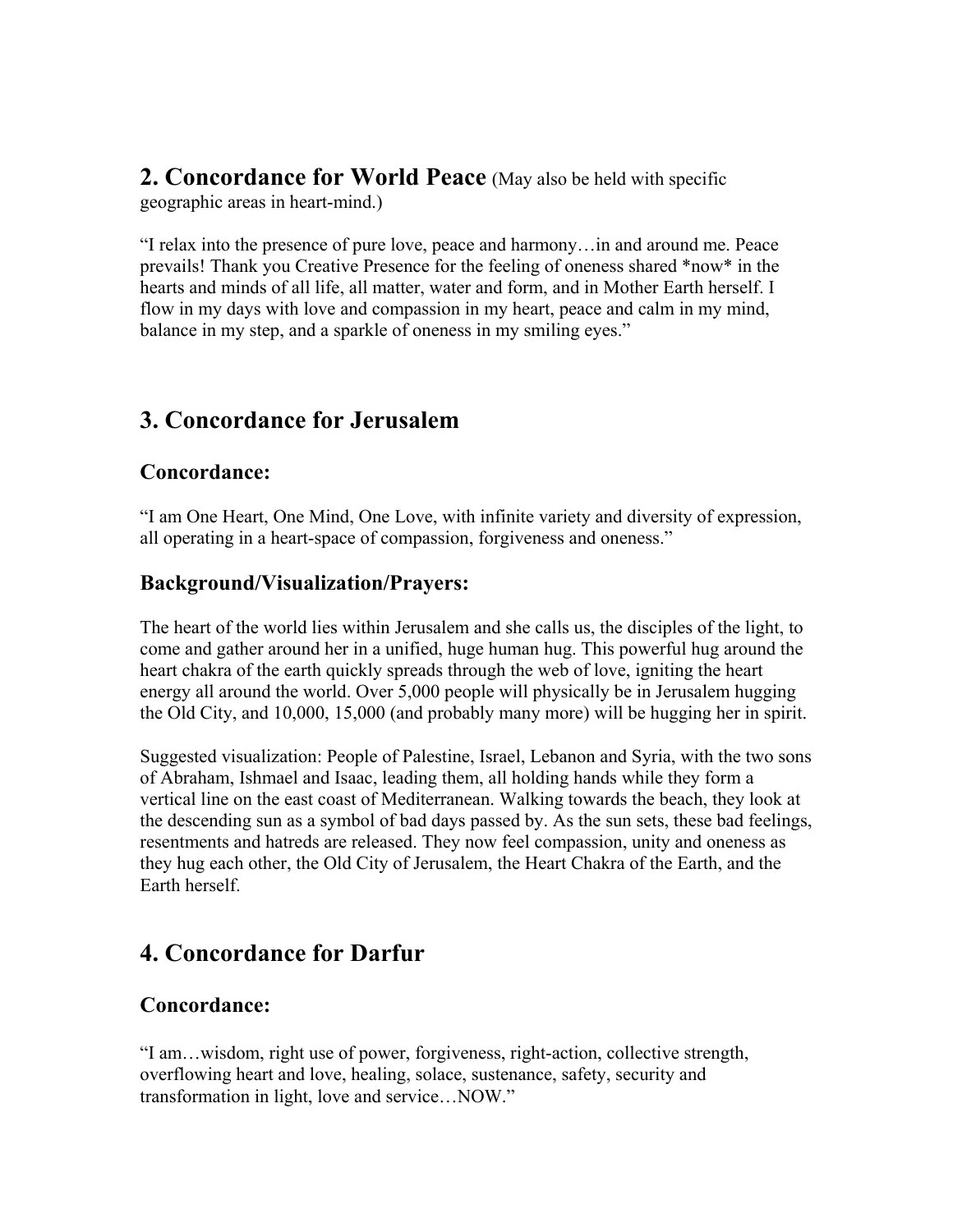## 2. Concordance for World Peace (May also be held with specific geographic areas in heart-mind.)

"I relax into the presence of pure love, peace and harmony…in and around me. Peace prevails! Thank you Creative Presence for the feeling of oneness shared *now* in the hearts and minds of all life, all matter, water and form, and in Mother Earth herself. I flow in my days with love and compassion in my heart, peace and calm in my mind, balance in my step, and a sparkle of oneness in my smiling eyes."

## 3. Concordance for Jerusalem

### Concordance:

"I am One Heart, One Mind, One Love, with infinite variety and diversity of expression, all operating in a heart-space of compassion, forgiveness and oneness."

### Background/Visualization/Prayers:

The heart of the world lies within Jerusalem and she calls us, the disciples of the light, to come and gather around her in a unified, huge human hug. This powerful hug around the heart chakra of the earth quickly spreads through the web of love, igniting the heart energy all around the world. Over 5,000 people will physically be in Jerusalem hugging the Old City, and 10,000, 15,000 (and probably many more) will be hugging her in spirit.

Suggested visualization: People of Palestine, Israel, Lebanon and Syria, with the two sons of Abraham, Ishmael and Isaac, leading them, all holding hands while they form a vertical line on the east coast of Mediterranean. Walking towards the beach, they look at the descending sun as a symbol of bad days passed by. As the sun sets, these bad feelings, resentments and hatreds are released. They now feel compassion, unity and oneness as they hug each other, the Old City of Jerusalem, the Heart Chakra of the Earth, and the Earth herself.

## 4. Concordance for Darfur

### Concordance:

"I am…wisdom, right use of power, forgiveness, right-action, collective strength, overflowing heart and love, healing, solace, sustenance, safety, security and transformation in light, love and service…NOW."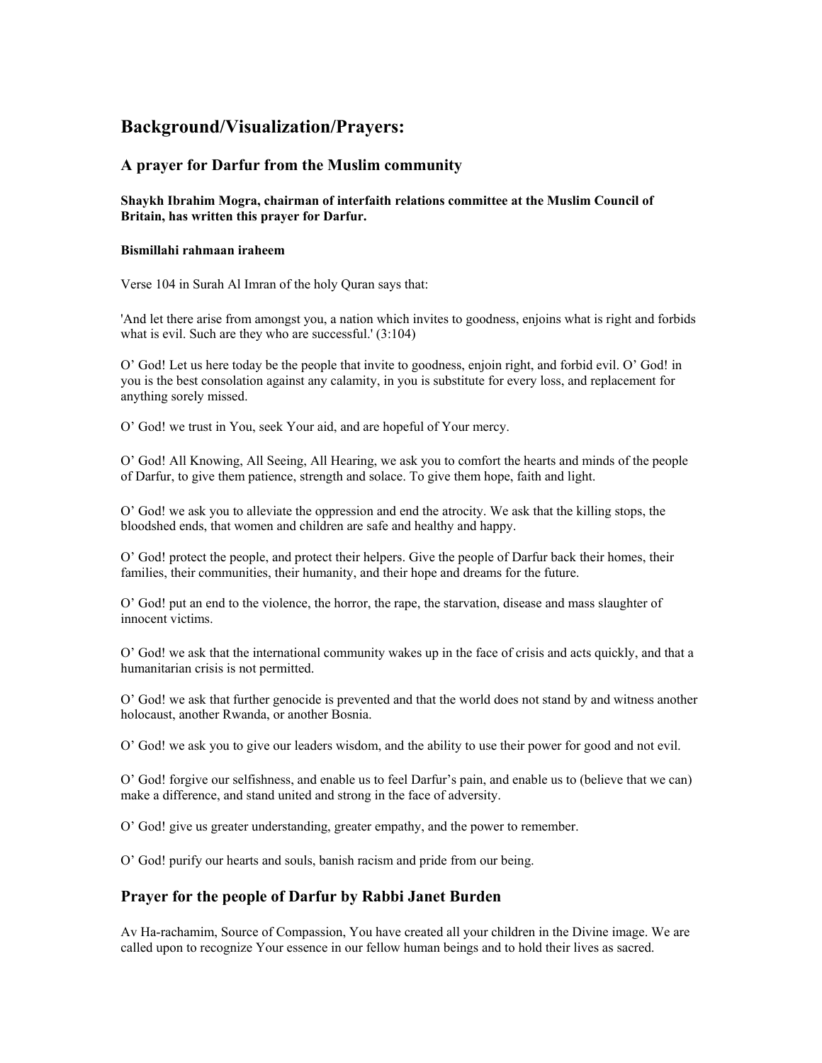# Background/Visualization/Prayers:

## A prayer for Darfur from the Muslim community

**Shaykh Ibrahim Mogra, chairman of interfaith relations committee at the Muslim Council of Britain, has written this prayer for Darfur.**

**Bismillahi rahmaan iraheem**

Verse 104 in Surah Al Imran of the holy Quran says that:

'And let there arise from amongst you, a nation which invites to goodness, enjoins what is right and forbids what is evil. Such are they who are successful.' (3:104)

O' God! Let us here today be the people that invite to goodness, enjoin right, and forbid evil. O' God! in you is the best consolation against any calamity, in you is substitute for every loss, and replacement for anything sorely missed.

O' God! we trust in You, seek Your aid, and are hopeful of Your mercy.

O' God! All Knowing, All Seeing, All Hearing, we ask you to comfort the hearts and minds of the people of Darfur, to give them patience, strength and solace. To give them hope, faith and light.

O' God! we ask you to alleviate the oppression and end the atrocity. We ask that the killing stops, the bloodshed ends, that women and children are safe and healthy and happy.

O' God! protect the people, and protect their helpers. Give the people of Darfur back their homes, their families, their communities, their humanity, and their hope and dreams for the future.

O' God! put an end to the violence, the horror, the rape, the starvation, disease and mass slaughter of innocent victims.

O' God! we ask that the international community wakes up in the face of crisis and acts quickly, and that a humanitarian crisis is not permitted.

O' God! we ask that further genocide is prevented and that the world does not stand by and witness another holocaust, another Rwanda, or another Bosnia.

O' God! we ask you to give our leaders wisdom, and the ability to use their power for good and not evil.

O' God! forgive our selfishness, and enable us to feel Darfur's pain, and enable us to (believe that we can) make a difference, and stand united and strong in the face of adversity.

O' God! give us greater understanding, greater empathy, and the power to remember.

O' God! purify our hearts and souls, banish racism and pride from our being.

## Prayer for the people of Darfur by Rabbi Janet Burden

Av Ha-rachamim, Source of Compassion, You have created all your children in the Divine image. We are called upon to recognize Your essence in our fellow human beings and to hold their lives as sacred.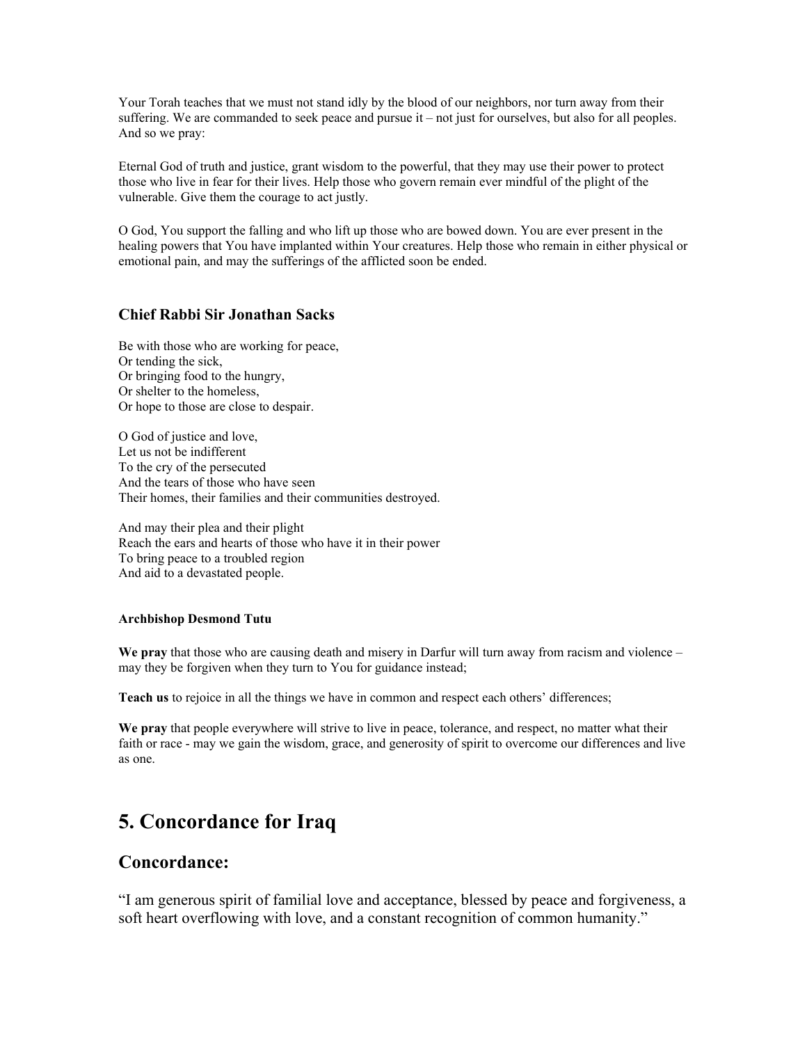Your Torah teaches that we must not stand idly by the blood of our neighbors, nor turn away from their suffering. We are commanded to seek peace and pursue it – not just for ourselves, but also for all peoples. And so we pray:

Eternal God of truth and justice, grant wisdom to the powerful, that they may use their power to protect those who live in fear for their lives. Help those who govern remain ever mindful of the plight of the vulnerable. Give them the courage to act justly.

O God, You support the falling and who lift up those who are bowed down. You are ever present in the healing powers that You have implanted within Your creatures. Help those who remain in either physical or emotional pain, and may the sufferings of the afflicted soon be ended.

### Chief Rabbi Sir Jonathan Sacks

Be with those who are working for peace,
Or tending the sick,
Or bringing food to the hungry,
Or shelter to the homeless,
Or hope to those are close to despair.

O God of justice and love,
Let us not be indifferent
To the cry of the persecuted
And the tears of those who have seen
Their homes, their families and their communities destroyed.

And may their plea and their plight
Reach the ears and hearts of those who have it in their power
To bring peace to a troubled region
And aid to a devastated people.

#### Archbishop Desmond Tutu

**We pray** that those who are causing death and misery in Darfur will turn away from racism and violence – may they be forgiven when they turn to You for guidance instead;

**Teach us** to rejoice in all the things we have in common and respect each others' differences;

**We pray** that people everywhere will strive to live in peace, tolerance, and respect, no matter what their faith or race - may we gain the wisdom, grace, and generosity of spirit to overcome our differences and live as one.

# 5. Concordance for Iraq

## Concordance:

"I am generous spirit of familial love and acceptance, blessed by peace and forgiveness, a soft heart overflowing with love, and a constant recognition of common humanity."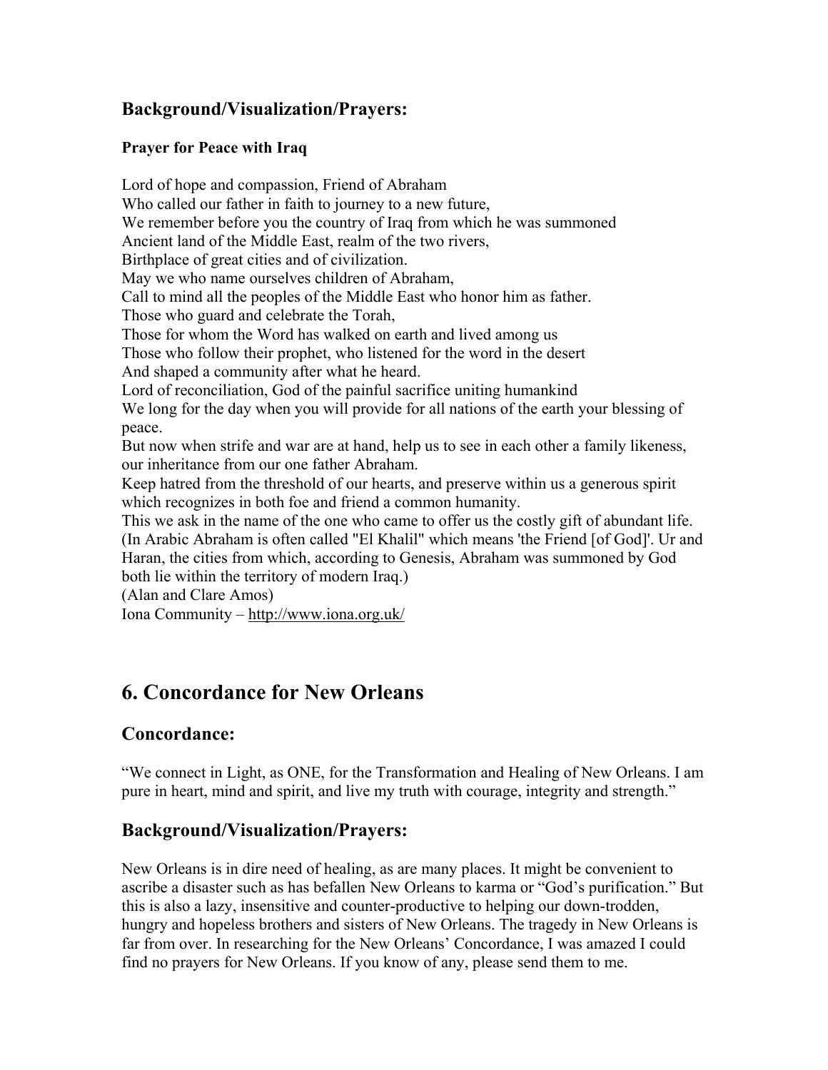### Background/Visualization/Prayers:

**Prayer for Peace with Iraq**

Lord of hope and compassion, Friend of Abraham
Who called our father in faith to journey to a new future,
We remember before you the country of Iraq from which he was summoned
Ancient land of the Middle East, realm of the two rivers,
Birthplace of great cities and of civilization.
May we who name ourselves children of Abraham,
Call to mind all the peoples of the Middle East who honor him as father.
Those who guard and celebrate the Torah,
Those for whom the Word has walked on earth and lived among us
Those who follow their prophet, who listened for the word in the desert
And shaped a community after what he heard.
Lord of reconciliation, God of the painful sacrifice uniting humankind
We long for the day when you will provide for all nations of the earth your blessing of peace.
But now when strife and war are at hand, help us to see in each other a family likeness, our inheritance from our one father Abraham.
Keep hatred from the threshold of our hearts, and preserve within us a generous spirit which recognizes in both foe and friend a common humanity.
This we ask in the name of the one who came to offer us the costly gift of abundant life.
(In Arabic Abraham is often called "El Khalil" which means 'the Friend [of God]'. Ur and Haran, the cities from which, according to Genesis, Abraham was summoned by God both lie within the territory of modern Iraq.)
(Alan and Clare Amos)
Iona Community – http://www.iona.org.uk/

## 6. Concordance for New Orleans

### Concordance:

"We connect in Light, as ONE, for the Transformation and Healing of New Orleans. I am pure in heart, mind and spirit, and live my truth with courage, integrity and strength."

### Background/Visualization/Prayers:

New Orleans is in dire need of healing, as are many places. It might be convenient to ascribe a disaster such as has befallen New Orleans to karma or "God's purification." But this is also a lazy, insensitive and counter-productive to helping our down-trodden, hungry and hopeless brothers and sisters of New Orleans. The tragedy in New Orleans is far from over. In researching for the New Orleans' Concordance, I was amazed I could find no prayers for New Orleans. If you know of any, please send them to me.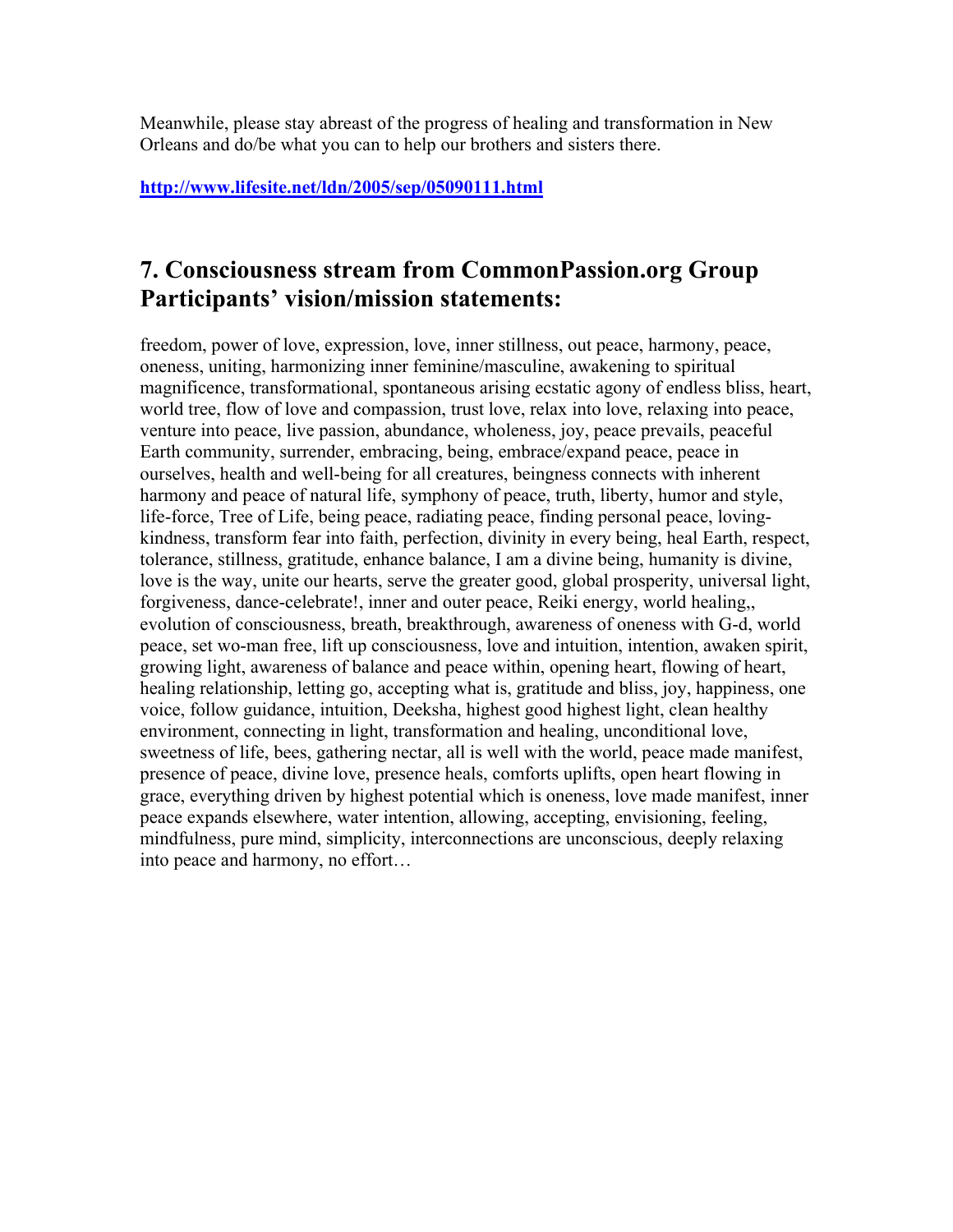Meanwhile, please stay abreast of the progress of healing and transformation in New Orleans and do/be what you can to help our brothers and sisters there.

**http://www.lifesite.net/ldn/2005/sep/05090111.html**

## 7. Consciousness stream from CommonPassion.org Group Participants' vision/mission statements:

freedom, power of love, expression, love, inner stillness, out peace, harmony, peace, oneness, uniting, harmonizing inner feminine/masculine, awakening to spiritual magnificence, transformational, spontaneous arising ecstatic agony of endless bliss, heart, world tree, flow of love and compassion, trust love, relax into love, relaxing into peace, venture into peace, live passion, abundance, wholeness, joy, peace prevails, peaceful Earth community, surrender, embracing, being, embrace/expand peace, peace in ourselves, health and well-being for all creatures, beingness connects with inherent harmony and peace of natural life, symphony of peace, truth, liberty, humor and style, life-force, Tree of Life, being peace, radiating peace, finding personal peace, loving-kindness, transform fear into faith, perfection, divinity in every being, heal Earth, respect, tolerance, stillness, gratitude, enhance balance, I am a divine being, humanity is divine, love is the way, unite our hearts, serve the greater good, global prosperity, universal light, forgiveness, dance-celebrate!, inner and outer peace, Reiki energy, world healing,, evolution of consciousness, breath, breakthrough, awareness of oneness with G-d, world peace, set wo-man free, lift up consciousness, love and intuition, intention, awaken spirit, growing light, awareness of balance and peace within, opening heart, flowing of heart, healing relationship, letting go, accepting what is, gratitude and bliss, joy, happiness, one voice, follow guidance, intuition, Deeksha, highest good highest light, clean healthy environment, connecting in light, transformation and healing, unconditional love, sweetness of life, bees, gathering nectar, all is well with the world, peace made manifest, presence of peace, divine love, presence heals, comforts uplifts, open heart flowing in grace, everything driven by highest potential which is oneness, love made manifest, inner peace expands elsewhere, water intention, allowing, accepting, envisioning, feeling, mindfulness, pure mind, simplicity, interconnections are unconscious, deeply relaxing into peace and harmony, no effort…